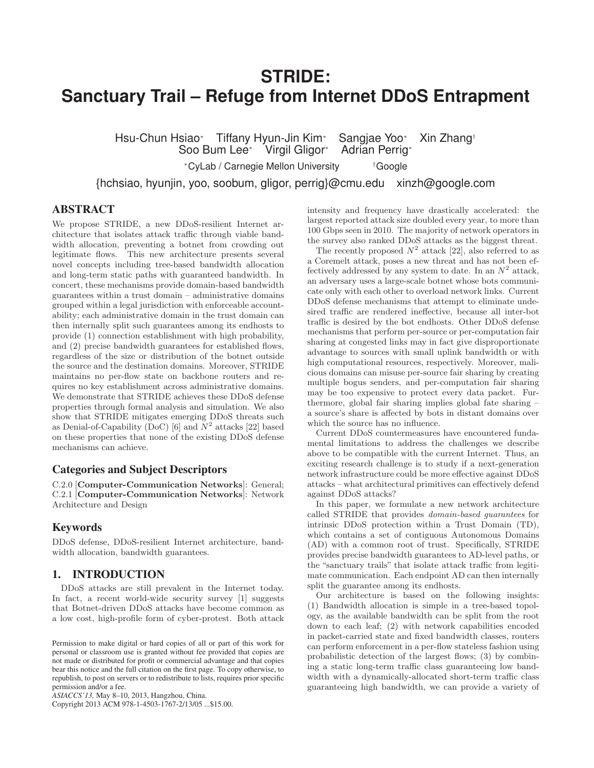# STRIDE: Sanctuary Trail – Refuge from Internet DDoS Entrapment

Hsu-Chun Hsiao[*] Tiffany Hyun-Jin Kim[*] Sangjae Yoo[*] Xin Zhang[†]
Soo Bum Lee[*] Virgil Gligor[*] Adrian Perrig[*]

[*]CyLab / Carnegie Mellon University [†]Google

{hchsiao, hyunjin, yoo, soobum, gligor, perrig}@cmu.edu xinzh@google.com

## ABSTRACT

We propose STRIDE, a new DDoS-resilient Internet architecture that isolates attack traffic through viable bandwidth allocation, preventing a botnet from crowding out legitimate flows. This new architecture presents several novel concepts including tree-based bandwidth allocation and long-term static paths with guaranteed bandwidth. In concert, these mechanisms provide domain-based bandwidth guarantees within a trust domain – administrative domains grouped within a legal jurisdiction with enforceable accountability; each administrative domain in the trust domain can then internally split such guarantees among its endhosts to provide (1) connection establishment with high probability, and (2) precise bandwidth guarantees for established flows, regardless of the size or distribution of the botnet outside the source and the destination domains. Moreover, STRIDE maintains no per-flow state on backbone routers and requires no key establishment across administrative domains. We demonstrate that STRIDE achieves these DDoS defense properties through formal analysis and simulation. We also show that STRIDE mitigates emerging DDoS threats such as Denial-of-Capability (DoC) [6] and $N^2$ attacks [22] based on these properties that none of the existing DDoS defense mechanisms can achieve.

### Categories and Subject Descriptors

C.2.0 [**Computer-Communication Networks**]: General; C.2.1 [**Computer-Communication Networks**]: Network Architecture and Design

### Keywords

DDoS defense, DDoS-resilient Internet architecture, bandwidth allocation, bandwidth guarantees.

## 1. INTRODUCTION

DDoS attacks are still prevalent in the Internet today. In fact, a recent world-wide security survey [1] suggests that Botnet-driven DDoS attacks have become common as a low cost, high-profile form of cyber-protest. Both attack intensity and frequency have drastically accelerated: the largest reported attack size doubled every year, to more than 100 Gbps seen in 2010. The majority of network operators in the survey also ranked DDoS attacks as the biggest threat.

The recently proposed $N^2$ attack [22], also referred to as a Coremelt attack, poses a new threat and has not been effectively addressed by any system to date. In an $N^2$ attack, an adversary uses a large-scale botnet whose bots communicate only with each other to overload network links. Current DDoS defense mechanisms that attempt to eliminate undesired traffic are rendered ineffective, because all inter-bot traffic is desired by the bot endhosts. Other DDoS defense mechanisms that perform per-source or per-computation fair sharing at congested links may in fact give disproportionate advantage to sources with small uplink bandwidth or with high computational resources, respectively. Moreover, malicious domains can misuse per-source fair sharing by creating multiple bogus senders, and per-computation fair sharing may be too expensive to protect every data packet. Furthermore, global fair sharing implies global fate sharing – a source's share is affected by bots in distant domains over which the source has no influence.

Current DDoS countermeasures have encountered fundamental limitations to address the challenges we describe above to be compatible with the current Internet. Thus, an exciting research challenge is to study if a next-generation network infrastructure could be more effective against DDoS attacks – what architectural primitives can effectively defend against DDoS attacks?

In this paper, we formulate a new network architecture called STRIDE that provides *domain-based guarantees* for intrinsic DDoS protection within a Trust Domain (TD), which contains a set of contiguous Autonomous Domains (AD) with a common root of trust. Specifically, STRIDE provides precise bandwidth guarantees to AD-level paths, or the "sanctuary trails" that isolate attack traffic from legitimate communication. Each endpoint AD can then internally split the guarantee among its endhosts.

Our architecture is based on the following insights: (1) Bandwidth allocation is simple in a tree-based topology, as the available bandwidth can be split from the root down to each leaf; (2) with network capabilities encoded in packet-carried state and fixed bandwidth classes, routers can perform enforcement in a per-flow stateless fashion using probabilistic detection of the largest flows; (3) by combining a static long-term traffic class guaranteeing low bandwidth with a dynamically-allocated short-term traffic class guaranteeing high bandwidth, we can provide a variety of

Permission to make digital or hard copies of all or part of this work for personal or classroom use is granted without fee provided that copies are not made or distributed for profit or commercial advantage and that copies bear this notice and the full citation on the first page. To copy otherwise, to republish, to post on servers or to redistribute to lists, requires prior specific permission and/or a fee.
*ASIACCS'13,* May 8–10, 2013, Hangzhou, China.
Copyright 2013 ACM 978-1-4503-1767-2/13/05 ...$15.00.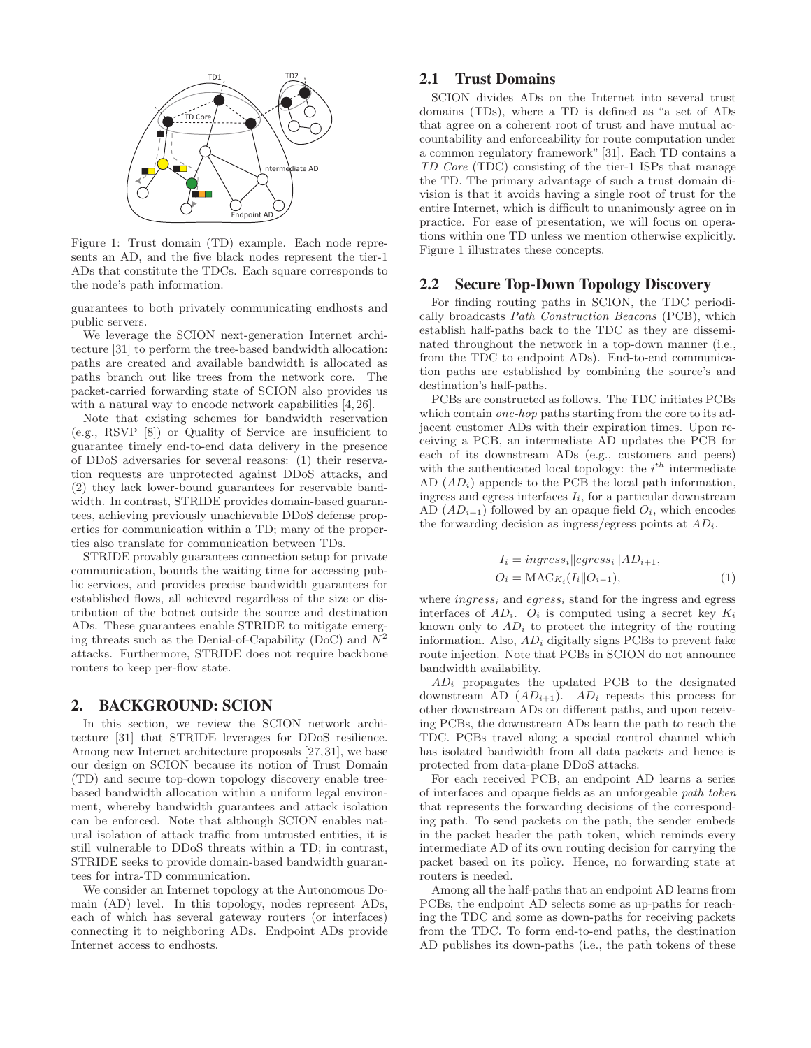Figure 1: Trust domain (TD) example. Each node represents an AD, and the five black nodes represent the tier-1 ADs that constitute the TDCs. Each square corresponds to the node's path information.

guarantees to both privately communicating endhosts and public servers.

We leverage the SCION next-generation Internet architecture [31] to perform the tree-based bandwidth allocation: paths are created and available bandwidth is allocated as paths branch out like trees from the network core. The packet-carried forwarding state of SCION also provides us with a natural way to encode network capabilities [4, 26].

Note that existing schemes for bandwidth reservation (e.g., RSVP [8]) or Quality of Service are insufficient to guarantee timely end-to-end data delivery in the presence of DDoS adversaries for several reasons: (1) their reservation requests are unprotected against DDoS attacks, and (2) they lack lower-bound guarantees for reservable bandwidth. In contrast, STRIDE provides domain-based guarantees, achieving previously unachievable DDoS defense properties for communication within a TD; many of the properties also translate for communication between TDs.

STRIDE provably guarantees connection setup for private communication, bounds the waiting time for accessing public services, and provides precise bandwidth guarantees for established flows, all achieved regardless of the size or distribution of the botnet outside the source and destination ADs. These guarantees enable STRIDE to mitigate emerging threats such as the Denial-of-Capability (DoC) and $N^2$ attacks. Furthermore, STRIDE does not require backbone routers to keep per-flow state.

# 2. BACKGROUND: SCION

In this section, we review the SCION network architecture [31] that STRIDE leverages for DDoS resilience. Among new Internet architecture proposals [27, 31], we base our design on SCION because its notion of Trust Domain (TD) and secure top-down topology discovery enable tree-based bandwidth allocation within a uniform legal environment, whereby bandwidth guarantees and attack isolation can be enforced. Note that although SCION enables natural isolation of attack traffic from untrusted entities, it is still vulnerable to DDoS threats within a TD; in contrast, STRIDE seeks to provide domain-based bandwidth guarantees for intra-TD communication.

We consider an Internet topology at the Autonomous Domain (AD) level. In this topology, nodes represent ADs, each of which has several gateway routers (or interfaces) connecting it to neighboring ADs. Endpoint ADs provide Internet access to endhosts.

## 2.1 Trust Domains

SCION divides ADs on the Internet into several trust domains (TDs), where a TD is defined as "a set of ADs that agree on a coherent root of trust and have mutual accountability and enforceability for route computation under a common regulatory framework" [31]. Each TD contains a *TD Core* (TDC) consisting of the tier-1 ISPs that manage the TD. The primary advantage of such a trust domain division is that it avoids having a single root of trust for the entire Internet, which is difficult to unanimously agree on in practice. For ease of presentation, we will focus on operations within one TD unless we mention otherwise explicitly. Figure 1 illustrates these concepts.

## 2.2 Secure Top-Down Topology Discovery

For finding routing paths in SCION, the TDC periodically broadcasts *Path Construction Beacons* (PCB), which establish half-paths back to the TDC as they are disseminated throughout the network in a top-down manner (i.e., from the TDC to endpoint ADs). End-to-end communication paths are established by combining the source's and destination's half-paths.

PCBs are constructed as follows. The TDC initiates PCBs which contain *one-hop* paths starting from the core to its adjacent customer ADs with their expiration times. Upon receiving a PCB, an intermediate AD updates the PCB for each of its downstream ADs (e.g., customers and peers) with the authenticated local topology: the $i^{th}$ intermediate AD ($AD_i$) appends to the PCB the local path information, ingress and egress interfaces $I_i$, for a particular downstream AD ($AD_{i+1}$) followed by an opaque field $O_i$, which encodes the forwarding decision as ingress/egress points at $AD_i$.

$$
\begin{aligned}
I_i &= ingress_i \| egress_i \| AD_{i+1}, \\
O_i &= \mathrm{MAC}_{K_i}(I_i \| O_{i-1}),
\end{aligned} \tag{1}
$$

where $ingress_i$ and $egress_i$ stand for the ingress and egress interfaces of $AD_i$. $O_i$ is computed using a secret key $K_i$ known only to $AD_i$ to protect the integrity of the routing information. Also, $AD_i$ digitally signs PCBs to prevent fake route injection. Note that PCBs in SCION do not announce bandwidth availability.

$AD_i$ propagates the updated PCB to the designated downstream AD ($AD_{i+1}$). $AD_i$ repeats this process for other downstream ADs on different paths, and upon receiving PCBs, the downstream ADs learn the path to reach the TDC. PCBs travel along a special control channel which has isolated bandwidth from all data packets and hence is protected from data-plane DDoS attacks.

For each received PCB, an endpoint AD learns a series of interfaces and opaque fields as an unforgeable *path token* that represents the forwarding decisions of the corresponding path. To send packets on the path, the sender embeds in the packet header the path token, which reminds every intermediate AD of its own routing decision for carrying the packet based on its policy. Hence, no forwarding state at routers is needed.

Among all the half-paths that an endpoint AD learns from PCBs, the endpoint AD selects some as up-paths for reaching the TDC and some as down-paths for receiving packets from the TDC. To form end-to-end paths, the destination AD publishes its down-paths (i.e., the path tokens of these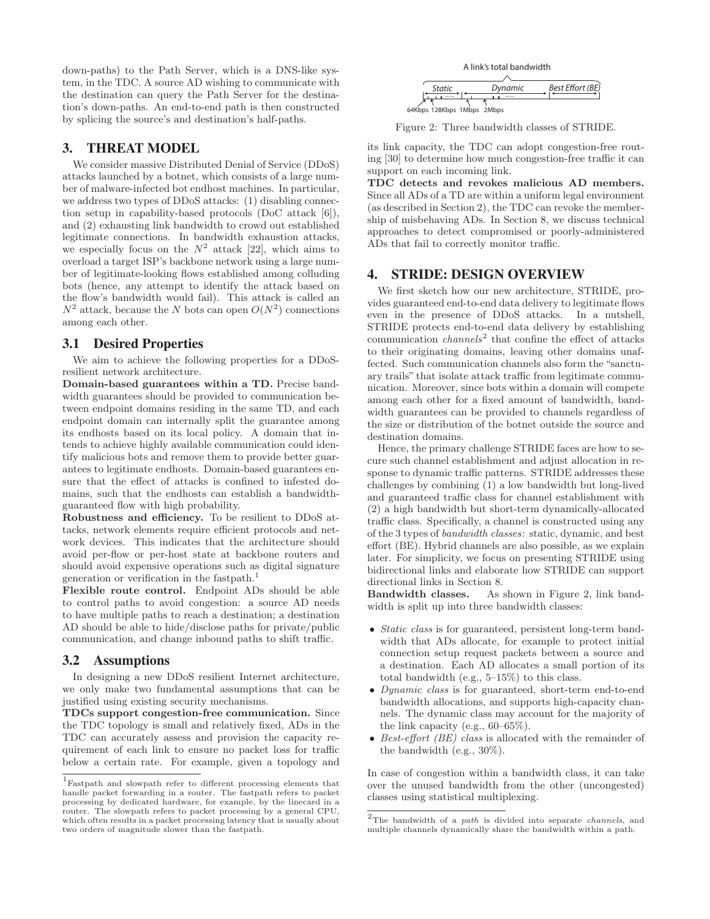down-paths) to the Path Server, which is a DNS-like system, in the TDC. A source AD wishing to communicate with the destination can query the Path Server for the destination's down-paths. An end-to-end path is then constructed by splicing the source's and destination's half-paths.

# 3. THREAT MODEL

We consider massive Distributed Denial of Service (DDoS) attacks launched by a botnet, which consists of a large number of malware-infected bot endhost machines. In particular, we address two types of DDoS attacks: (1) disabling connection setup in capability-based protocols (DoC attack [6]), and (2) exhausting link bandwidth to crowd out established legitimate connections. In bandwidth exhaustion attacks, we especially focus on the $N^2$ attack [22], which aims to overload a target ISP's backbone network using a large number of legitimate-looking flows established among colluding bots (hence, any attempt to identify the attack based on the flow's bandwidth would fail). This attack is called an $N^2$ attack, because the $N$ bots can open $O(N^2)$ connections among each other.

## 3.1 Desired Properties

We aim to achieve the following properties for a DDoS-resilient network architecture.

**Domain-based guarantees within a TD.** Precise bandwidth guarantees should be provided to communication between endpoint domains residing in the same TD, and each endpoint domain can internally split the guarantee among its endhosts based on its local policy. A domain that intends to achieve highly available communication could identify malicious bots and remove them to provide better guarantees to legitimate endhosts. Domain-based guarantees ensure that the effect of attacks is confined to infested domains, such that the endhosts can establish a bandwidth-guaranteed flow with high probability.

**Robustness and efficiency.** To be resilient to DDoS attacks, network elements require efficient protocols and network devices. This indicates that the architecture should avoid per-flow or per-host state at backbone routers and should avoid expensive operations such as digital signature generation or verification in the fastpath.[1]

**Flexible route control.** Endpoint ADs should be able to control paths to avoid congestion: a source AD needs to have multiple paths to reach a destination; a destination AD should be able to hide/disclose paths for private/public communication, and change inbound paths to shift traffic.

## 3.2 Assumptions

In designing a new DDoS resilient Internet architecture, we only make two fundamental assumptions that can be justified using existing security mechanisms.

**TDCs support congestion-free communication.** Since the TDC topology is small and relatively fixed, ADs in the TDC can accurately assess and provision the capacity requirement of each link to ensure no packet loss for traffic below a certain rate. For example, given a topology and its link capacity, the TDC can adopt congestion-free routing [30] to determine how much congestion-free traffic it can support on each incoming link.

**TDC detects and revokes malicious AD members.** Since all ADs of a TD are within a uniform legal environment (as described in Section 2), the TDC can revoke the membership of misbehaving ADs. In Section 8, we discuss technical approaches to detect compromised or poorly-administered ADs that fail to correctly monitor traffic.

[1] Fastpath and slowpath refer to different processing elements that handle packet forwarding in a router. The fastpath refers to packet processing by dedicated hardware, for example, by the linecard in a router. The slowpath refers to packet processing by a general CPU, which often results in a packet processing latency that is usually about two orders of magnitude slower than the fastpath.

A link's total bandwidth

Static | Dynamic | Best Effort (BE)

64Kbps 128Kbps 1Mbps 2Mbps

Figure 2: Three bandwidth classes of STRIDE.

# 4. STRIDE: DESIGN OVERVIEW

We first sketch how our new architecture, STRIDE, provides guaranteed end-to-end data delivery to legitimate flows even in the presence of DDoS attacks. In a nutshell, STRIDE protects end-to-end data delivery by establishing communication *channels*[2] that confine the effect of attacks to their originating domains, leaving other domains unaffected. Such communication channels also form the "sanctuary trails" that isolate attack traffic from legitimate communication. Moreover, since bots within a domain will compete among each other for a fixed amount of bandwidth, bandwidth guarantees can be provided to channels regardless of the size or distribution of the botnet outside the source and destination domains.

Hence, the primary challenge STRIDE faces are how to secure such channel establishment and adjust allocation in response to dynamic traffic patterns. STRIDE addresses these challenges by combining (1) a low bandwidth but long-lived and guaranteed traffic class for channel establishment with (2) a high bandwidth but short-term dynamically-allocated traffic class. Specifically, a channel is constructed using any of the 3 types of *bandwidth classes*: static, dynamic, and best effort (BE). Hybrid channels are also possible, as we explain later. For simplicity, we focus on presenting STRIDE using bidirectional links and elaborate how STRIDE can support directional links in Section 8.

**Bandwidth classes.** As shown in Figure 2, link bandwidth is split up into three bandwidth classes:

- *Static class* is for guaranteed, persistent long-term bandwidth that ADs allocate, for example to protect initial connection setup request packets between a source and a destination. Each AD allocates a small portion of its total bandwidth (e.g., 5–15%) to this class.
- *Dynamic class* is for guaranteed, short-term end-to-end bandwidth allocations, and supports high-capacity channels. The dynamic class may account for the majority of the link capacity (e.g., 60–65%).
- *Best-effort (BE) class* is allocated with the remainder of the bandwidth (e.g., 30%).

In case of congestion within a bandwidth class, it can take over the unused bandwidth from the other (uncongested) classes using statistical multiplexing.

[2] The bandwidth of a *path* is divided into separate *channels*, and multiple channels dynamically share the bandwidth within a path.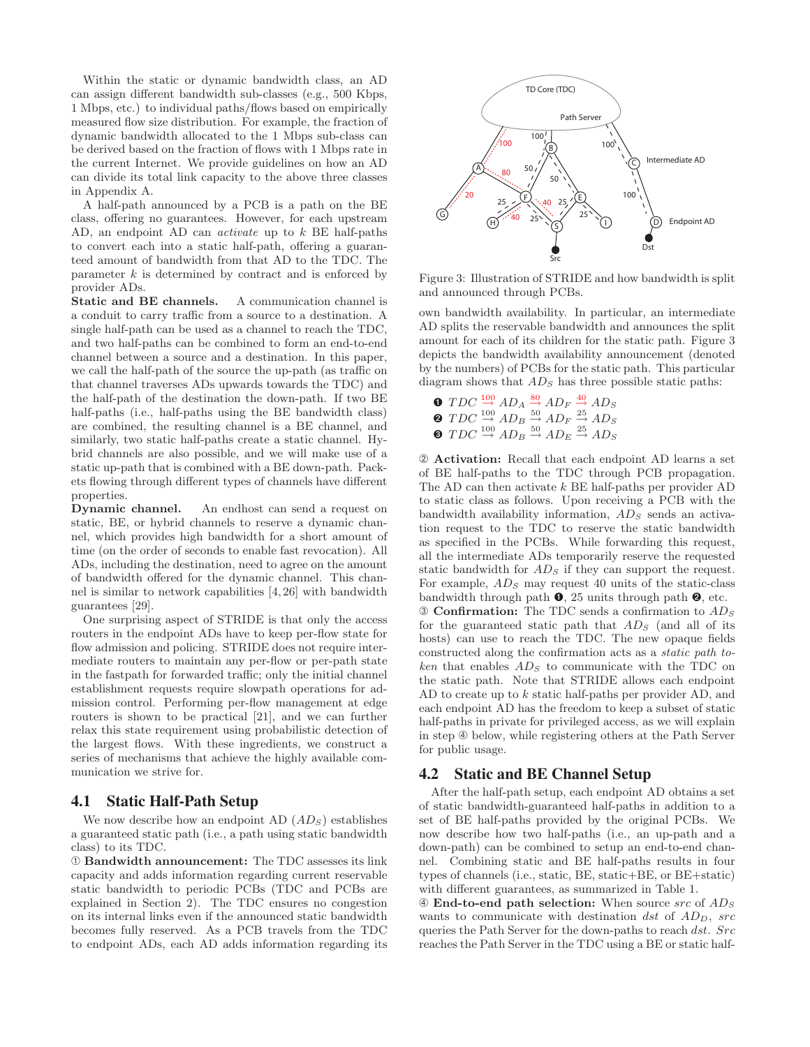Within the static or dynamic bandwidth class, an AD can assign different bandwidth sub-classes (e.g., 500 Kbps, 1 Mbps, etc.) to individual paths/flows based on empirically measured flow size distribution. For example, the fraction of dynamic bandwidth allocated to the 1 Mbps sub-class can be derived based on the fraction of flows with 1 Mbps rate in the current Internet. We provide guidelines on how an AD can divide its total link capacity to the above three classes in Appendix A.

A half-path announced by a PCB is a path on the BE class, offering no guarantees. However, for each upstream AD, an endpoint AD can *activate* up to $k$ BE half-paths to convert each into a static half-path, offering a guaranteed amount of bandwidth from that AD to the TDC. The parameter $k$ is determined by contract and is enforced by provider ADs.

**Static and BE channels.** A communication channel is a conduit to carry traffic from a source to a destination. A single half-path can be used as a channel to reach the TDC, and two half-paths can be combined to form an end-to-end channel between a source and a destination. In this paper, we call the half-path of the source the up-path (as traffic on that channel traverses ADs upwards towards the TDC) and the half-path of the destination the down-path. If two BE half-paths (i.e., half-paths using the BE bandwidth class) are combined, the resulting channel is a BE channel, and similarly, two static half-paths create a static channel. Hybrid channels are also possible, and we will make use of a static up-path that is combined with a BE down-path. Packets flowing through different types of channels have different properties.

**Dynamic channel.** An endhost can send a request on static, BE, or hybrid channels to reserve a dynamic channel, which provides high bandwidth for a short amount of time (on the order of seconds to enable fast revocation). All ADs, including the destination, need to agree on the amount of bandwidth offered for the dynamic channel. This channel is similar to network capabilities [4, 26] with bandwidth guarantees [29].

One surprising aspect of STRIDE is that only the access routers in the endpoint ADs have to keep per-flow state for flow admission and policing. STRIDE does not require intermediate routers to maintain any per-flow or per-path state in the fastpath for forwarded traffic; only the initial channel establishment requests require slowpath operations for admission control. Performing per-flow management at edge routers is shown to be practical [21], and we can further relax this state requirement using probabilistic detection of the largest flows. With these ingredients, we construct a series of mechanisms that achieve the highly available communication we strive for.

## 4.1 Static Half-Path Setup

We now describe how an endpoint AD ($AD_S$) establishes a guaranteed static path (i.e., a path using static bandwidth class) to its TDC.

① **Bandwidth announcement:** The TDC assesses its link capacity and adds information regarding current reservable static bandwidth to periodic PCBs (TDC and PCBs are explained in Section 2). The TDC ensures no congestion on its internal links even if the announced static bandwidth becomes fully reserved. As a PCB travels from the TDC to endpoint ADs, each AD adds information regarding its own bandwidth availability. In particular, an intermediate AD splits the reservable bandwidth and announces the split amount for each of its children for the static path. Figure 3 depicts the bandwidth availability announcement (denoted by the numbers) of PCBs for the static path. This particular diagram shows that $AD_S$ has three possible static paths:

Figure 3: Illustration of STRIDE and how bandwidth is split and announced through PCBs.

❶ $TDC \stackrel{100}{\rightarrow} AD_A \stackrel{80}{\rightarrow} AD_F \stackrel{40}{\rightarrow} AD_S$
❷ $TDC \stackrel{100}{\rightarrow} AD_B \stackrel{50}{\rightarrow} AD_F \stackrel{25}{\rightarrow} AD_S$
❸ $TDC \stackrel{100}{\rightarrow} AD_B \stackrel{50}{\rightarrow} AD_E \stackrel{25}{\rightarrow} AD_S$

② **Activation:** Recall that each endpoint AD learns a set of BE half-paths to the TDC through PCB propagation. The AD can then activate $k$ BE half-paths per provider AD to static class as follows. Upon receiving a PCB with the bandwidth availability information, $AD_S$ sends an activation request to the TDC to reserve the static bandwidth as specified in the PCBs. While forwarding this request, all the intermediate ADs temporarily reserve the requested static bandwidth for $AD_S$ if they can support the request. For example, $AD_S$ may request 40 units of the static-class bandwidth through path ❶, 25 units through path ❷, etc.

③ **Confirmation:** The TDC sends a confirmation to $AD_S$ for the guaranteed static path that $AD_S$ (and all of its hosts) can use to reach the TDC. The new opaque fields constructed along the confirmation acts as a *static path token* that enables $AD_S$ to communicate with the TDC on the static path. Note that STRIDE allows each endpoint AD to create up to $k$ static half-paths per provider AD, and each endpoint AD has the freedom to keep a subset of static half-paths in private for privileged access, as we will explain in step ④ below, while registering others at the Path Server for public usage.

## 4.2 Static and BE Channel Setup

After the half-path setup, each endpoint AD obtains a set of static bandwidth-guaranteed half-paths in addition to a set of BE half-paths provided by the original PCBs. We now describe how two half-paths (i.e., an up-path and a down-path) can be combined to setup an end-to-end channel. Combining static and BE half-paths results in four types of channels (i.e., static, BE, static+BE, or BE+static) with different guarantees, as summarized in Table 1.

④ **End-to-end path selection:** When source *src* of $AD_S$ wants to communicate with destination *dst* of $AD_D$, *src* queries the Path Server for the down-paths to reach *dst*. *Src* reaches the Path Server in the TDC using a BE or static half-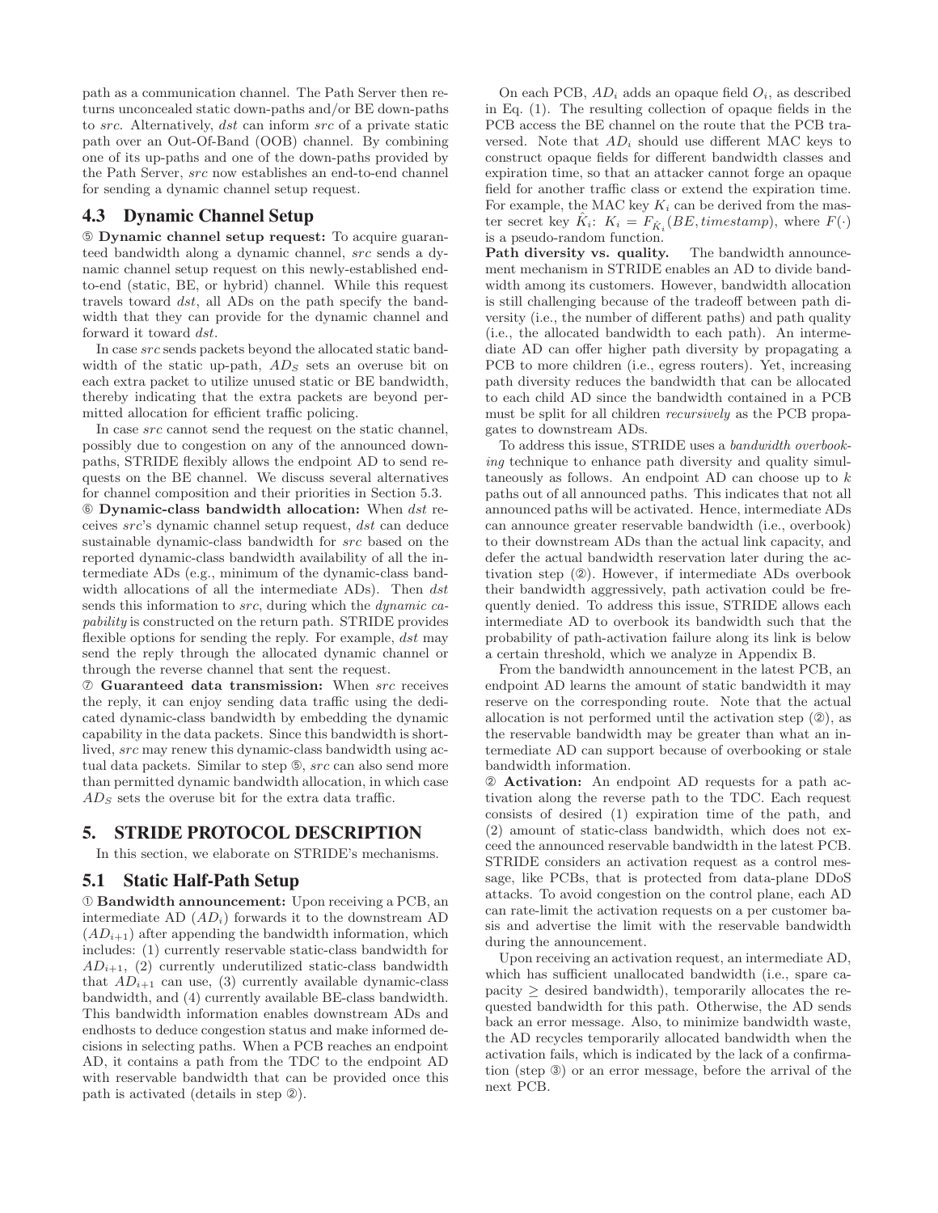path as a communication channel. The Path Server then returns unconcealed static down-paths and/or BE down-paths to *src*. Alternatively, *dst* can inform *src* of a private static path over an Out-Of-Band (OOB) channel. By combining one of its up-paths and one of the down-paths provided by the Path Server, *src* now establishes an end-to-end channel for sending a dynamic channel setup request.

## 4.3 Dynamic Channel Setup

⑤ **Dynamic channel setup request:** To acquire guaranteed bandwidth along a dynamic channel, *src* sends a dynamic channel setup request on this newly-established end-to-end (static, BE, or hybrid) channel. While this request travels toward *dst*, all ADs on the path specify the bandwidth that they can provide for the dynamic channel and forward it toward *dst*.

In case *src* sends packets beyond the allocated static bandwidth of the static up-path, $AD_S$ sets an overuse bit on each extra packet to utilize unused static or BE bandwidth, thereby indicating that the extra packets are beyond permitted allocation for efficient traffic policing.

In case *src* cannot send the request on the static channel, possibly due to congestion on any of the announced down-paths, STRIDE flexibly allows the endpoint AD to send requests on the BE channel. We discuss several alternatives for channel composition and their priorities in Section 5.3.

⑥ **Dynamic-class bandwidth allocation:** When *dst* receives *src*'s dynamic channel setup request, *dst* can deduce sustainable dynamic-class bandwidth for *src* based on the reported dynamic-class bandwidth availability of all the intermediate ADs (e.g., minimum of the dynamic-class bandwidth allocations of all the intermediate ADs). Then *dst* sends this information to *src*, during which the *dynamic capability* is constructed on the return path. STRIDE provides flexible options for sending the reply. For example, *dst* may send the reply through the allocated dynamic channel or through the reverse channel that sent the request.

⑦ **Guaranteed data transmission:** When *src* receives the reply, it can enjoy sending data traffic using the dedicated dynamic-class bandwidth by embedding the dynamic capability in the data packets. Since this bandwidth is short-lived, *src* may renew this dynamic-class bandwidth using actual data packets. Similar to step ⑤, *src* can also send more than permitted dynamic bandwidth allocation, in which case $AD_S$ sets the overuse bit for the extra data traffic.

# 5. STRIDE PROTOCOL DESCRIPTION

In this section, we elaborate on STRIDE's mechanisms.

## 5.1 Static Half-Path Setup

① **Bandwidth announcement:** Upon receiving a PCB, an intermediate AD ($AD_i$) forwards it to the downstream AD ($AD_{i+1}$) after appending the bandwidth information, which includes: (1) currently reservable static-class bandwidth for $AD_{i+1}$, (2) currently underutilized static-class bandwidth that $AD_{i+1}$ can use, (3) currently available dynamic-class bandwidth, and (4) currently available BE-class bandwidth. This bandwidth information enables downstream ADs and endhosts to deduce congestion status and make informed decisions in selecting paths. When a PCB reaches an endpoint AD, it contains a path from the TDC to the endpoint AD with reservable bandwidth that can be provided once this path is activated (details in step ②).

On each PCB, $AD_i$ adds an opaque field $O_i$, as described in Eq. (1). The resulting collection of opaque fields in the PCB access the BE channel on the route that the PCB traversed. Note that $AD_i$ should use different MAC keys to construct opaque fields for different bandwidth classes and expiration time, so that an attacker cannot forge an opaque field for another traffic class or extend the expiration time. For example, the MAC key $K_i$ can be derived from the master secret key $\hat{K}_i$: $K_i = F_{\hat{K}_i}(BE, timestamp)$, where $F(\cdot)$ is a pseudo-random function.

**Path diversity vs. quality.** The bandwidth announcement mechanism in STRIDE enables an AD to divide bandwidth among its customers. However, bandwidth allocation is still challenging because of the tradeoff between path diversity (i.e., the number of different paths) and path quality (i.e., the allocated bandwidth to each path). An intermediate AD can offer higher path diversity by propagating a PCB to more children (i.e., egress routers). Yet, increasing path diversity reduces the bandwidth that can be allocated to each child AD since the bandwidth contained in a PCB must be split for all children *recursively* as the PCB propagates to downstream ADs.

To address this issue, STRIDE uses a *bandwidth overbooking* technique to enhance path diversity and quality simultaneously as follows. An endpoint AD can choose up to $k$ paths out of all announced paths. This indicates that not all announced paths will be activated. Hence, intermediate ADs can announce greater reservable bandwidth (i.e., overbook) to their downstream ADs than the actual link capacity, and defer the actual bandwidth reservation later during the activation step (②). However, if intermediate ADs overbook their bandwidth aggressively, path activation could be frequently denied. To address this issue, STRIDE allows each intermediate AD to overbook its bandwidth such that the probability of path-activation failure along its link is below a certain threshold, which we analyze in Appendix B.

From the bandwidth announcement in the latest PCB, an endpoint AD learns the amount of static bandwidth it may reserve on the corresponding route. Note that the actual allocation is not performed until the activation step (②), as the reservable bandwidth may be greater than what an intermediate AD can support because of overbooking or stale bandwidth information.

② **Activation:** An endpoint AD requests for a path activation along the reverse path to the TDC. Each request consists of desired (1) expiration time of the path, and (2) amount of static-class bandwidth, which does not exceed the announced reservable bandwidth in the latest PCB. STRIDE considers an activation request as a control message, like PCBs, that is protected from data-plane DDoS attacks. To avoid congestion on the control plane, each AD can rate-limit the activation requests on a per customer basis and advertise the limit with the reservable bandwidth during the announcement.

Upon receiving an activation request, an intermediate AD, which has sufficient unallocated bandwidth (i.e., spare capacity $\geq$ desired bandwidth), temporarily allocates the requested bandwidth for this path. Otherwise, the AD sends back an error message. Also, to minimize bandwidth waste, the AD recycles temporarily allocated bandwidth when the activation fails, which is indicated by the lack of a confirmation (step ③) or an error message, before the arrival of the next PCB.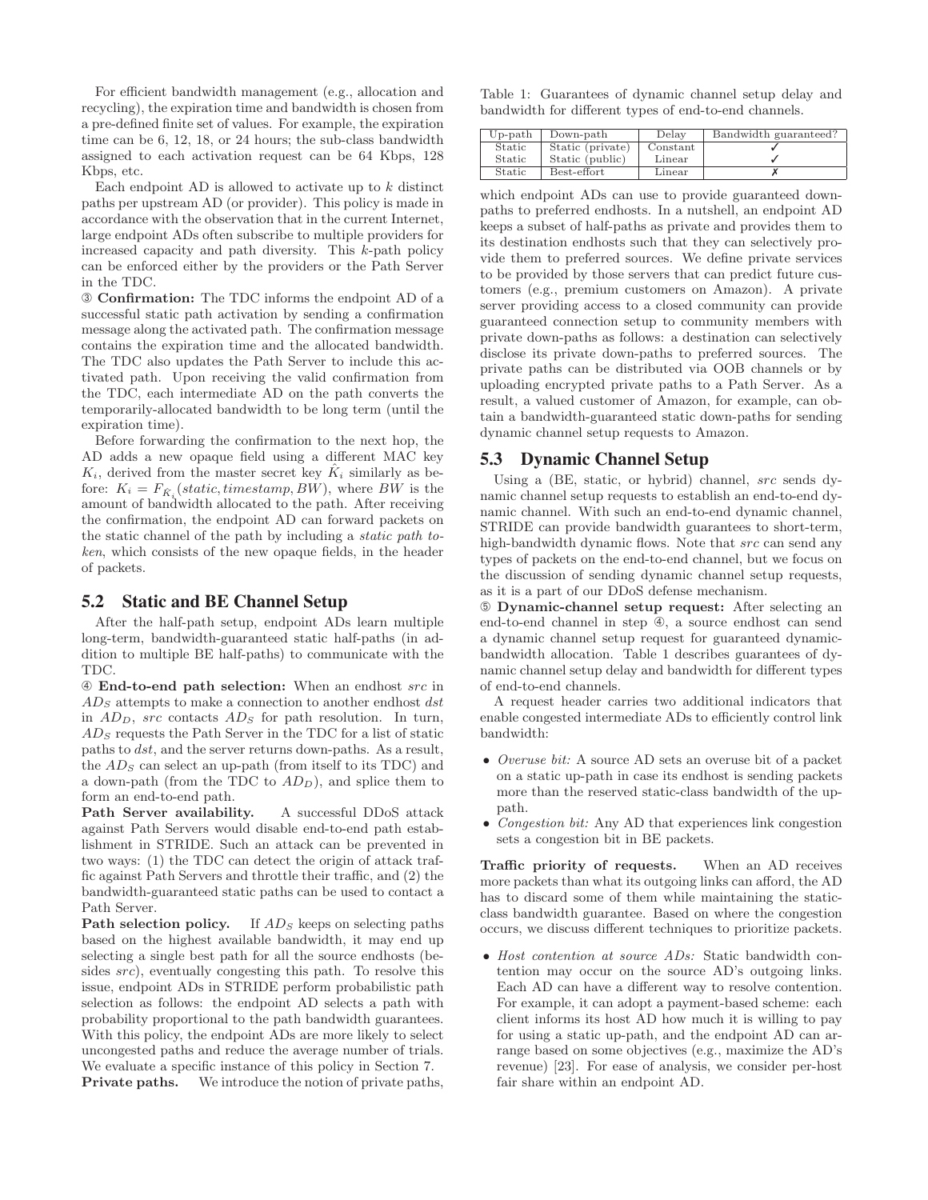For efficient bandwidth management (e.g., allocation and recycling), the expiration time and bandwidth is chosen from a pre-defined finite set of values. For example, the expiration time can be 6, 12, 18, or 24 hours; the sub-class bandwidth assigned to each activation request can be 64 Kbps, 128 Kbps, etc.

Each endpoint AD is allowed to activate up to $k$ distinct paths per upstream AD (or provider). This policy is made in accordance with the observation that in the current Internet, large endpoint ADs often subscribe to multiple providers for increased capacity and path diversity. This $k$-path policy can be enforced either by the providers or the Path Server in the TDC.

③ **Confirmation:** The TDC informs the endpoint AD of a successful static path activation by sending a confirmation message along the activated path. The confirmation message contains the expiration time and the allocated bandwidth. The TDC also updates the Path Server to include this activated path. Upon receiving the valid confirmation from the TDC, each intermediate AD on the path converts the temporarily-allocated bandwidth to be long term (until the expiration time).

Before forwarding the confirmation to the next hop, the AD adds a new opaque field using a different MAC key $K_i$, derived from the master secret key $\hat{K}_i$ similarly as before: $K_i = F_{\hat{K}_i}(static, timestamp, BW)$, where $BW$ is the amount of bandwidth allocated to the path. After receiving the confirmation, the endpoint AD can forward packets on the static channel of the path by including a *static path token*, which consists of the new opaque fields, in the header of packets.

## 5.2 Static and BE Channel Setup

After the half-path setup, endpoint ADs learn multiple long-term, bandwidth-guaranteed static half-paths (in addition to multiple BE half-paths) to communicate with the TDC.

④ **End-to-end path selection:** When an endhost *src* in $AD_S$ attempts to make a connection to another endhost *dst* in $AD_D$, *src* contacts $AD_S$ for path resolution. In turn, $AD_S$ requests the Path Server in the TDC for a list of static paths to *dst*, and the server returns down-paths. As a result, the $AD_S$ can select an up-path (from itself to its TDC) and a down-path (from the TDC to $AD_D$), and splice them to form an end-to-end path.

**Path Server availability.** A successful DDoS attack against Path Servers would disable end-to-end path establishment in STRIDE. Such an attack can be prevented in two ways: (1) the TDC can detect the origin of attack traffic against Path Servers and throttle their traffic, and (2) the bandwidth-guaranteed static paths can be used to contact a Path Server.

**Path selection policy.** If $AD_S$ keeps on selecting paths based on the highest available bandwidth, it may end up selecting a single best path for all the source endhosts (besides *src*), eventually congesting this path. To resolve this issue, endpoint ADs in STRIDE perform probabilistic path selection as follows: the endpoint AD selects a path with probability proportional to the path bandwidth guarantees. With this policy, the endpoint ADs are more likely to select uncongested paths and reduce the average number of trials. We evaluate a specific instance of this policy in Section 7.

**Private paths.** We introduce the notion of private paths, which endpoint ADs can use to provide guaranteed down-paths to preferred endhosts. In a nutshell, an endpoint AD keeps a subset of half-paths as private and provides them to its destination endhosts such that they can selectively provide them to preferred sources. We define private services to be provided by those servers that can predict future customers (e.g., premium customers on Amazon). A private server providing access to a closed community can provide guaranteed connection setup to community members with private down-paths as follows: a destination can selectively disclose its private down-paths to preferred sources. The private paths can be distributed via OOB channels or by uploading encrypted private paths to a Path Server. As a result, a valued customer of Amazon, for example, can obtain a bandwidth-guaranteed static down-paths for sending dynamic channel setup requests to Amazon.

Table 1: Guarantees of dynamic channel setup delay and bandwidth for different types of end-to-end channels.

| Up-path | Down-path | Delay | Bandwidth guaranteed? |
|---|---|---|---|
| Static | Static (private) | Constant | ✓ |
| Static | Static (public) | Linear | ✓ |
| Static | Best-effort | Linear | ✗ |

## 5.3 Dynamic Channel Setup

Using a (BE, static, or hybrid) channel, *src* sends dynamic channel setup requests to establish an end-to-end dynamic channel. With such an end-to-end dynamic channel, STRIDE can provide bandwidth guarantees to short-term, high-bandwidth dynamic flows. Note that *src* can send any types of packets on the end-to-end channel, but we focus on the discussion of sending dynamic channel setup requests, as it is a part of our DDoS defense mechanism.

⑤ **Dynamic-channel setup request:** After selecting an end-to-end channel in step ④, a source endhost can send a dynamic channel setup request for guaranteed dynamic-bandwidth allocation. Table 1 describes guarantees of dynamic channel setup delay and bandwidth for different types of end-to-end channels.

A request header carries two additional indicators that enable congested intermediate ADs to efficiently control link bandwidth:

- *Overuse bit:* A source AD sets an overuse bit of a packet on a static up-path in case its endhost is sending packets more than the reserved static-class bandwidth of the up-path.
- *Congestion bit:* Any AD that experiences link congestion sets a congestion bit in BE packets.

**Traffic priority of requests.** When an AD receives more packets than what its outgoing links can afford, the AD has to discard some of them while maintaining the static-class bandwidth guarantee. Based on where the congestion occurs, we discuss different techniques to prioritize packets.

- *Host contention at source ADs:* Static bandwidth contention may occur on the source AD's outgoing links. Each AD can have a different way to resolve contention. For example, it can adopt a payment-based scheme: each client informs its host AD how much it is willing to pay for using a static up-path, and the endpoint AD can arrange based on some objectives (e.g., maximize the AD's revenue) [23]. For ease of analysis, we consider per-host fair share within an endpoint AD.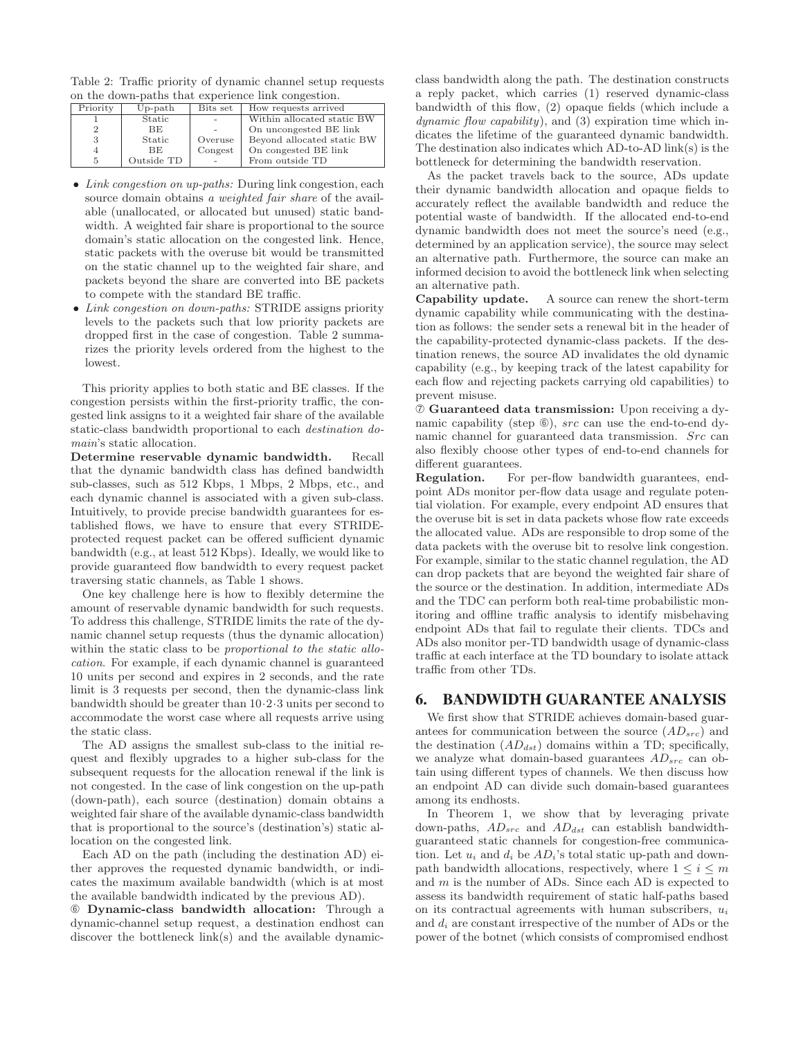Table 2: Traffic priority of dynamic channel setup requests on the down-paths that experience link congestion.

| Priority | Up-path | Bits set | How requests arrived |
|---|---|---|---|
| 1 | Static | - | Within allocated static BW |
| 2 | BE | - | On uncongested BE link |
| 3 | Static | Overuse | Beyond allocated static BW |
| 4 | BE | Congest | On congested BE link |
| 5 | Outside TD | - | From outside TD |

- *Link congestion on up-paths:* During link congestion, each source domain obtains *a weighted fair share* of the available (unallocated, or allocated but unused) static bandwidth. A weighted fair share is proportional to the source domain's static allocation on the congested link. Hence, static packets with the overuse bit would be transmitted on the static channel up to the weighted fair share, and packets beyond the share are converted into BE packets to compete with the standard BE traffic.
- *Link congestion on down-paths:* STRIDE assigns priority levels to the packets such that low priority packets are dropped first in the case of congestion. Table 2 summarizes the priority levels ordered from the highest to the lowest.

This priority applies to both static and BE classes. If the congestion persists within the first-priority traffic, the congested link assigns to it a weighted fair share of the available static-class bandwidth proportional to each *destination domain*'s static allocation.

**Determine reservable dynamic bandwidth.** Recall that the dynamic bandwidth class has defined bandwidth sub-classes, such as 512 Kbps, 1 Mbps, 2 Mbps, etc., and each dynamic channel is associated with a given sub-class. Intuitively, to provide precise bandwidth guarantees for established flows, we have to ensure that every STRIDE-protected request packet can be offered sufficient dynamic bandwidth (e.g., at least 512 Kbps). Ideally, we would like to provide guaranteed flow bandwidth to every request packet traversing static channels, as Table 1 shows.

One key challenge here is how to flexibly determine the amount of reservable dynamic bandwidth for such requests. To address this challenge, STRIDE limits the rate of the dynamic channel setup requests (thus the dynamic allocation) within the static class to be *proportional to the static allocation*. For example, if each dynamic channel is guaranteed 10 units per second and expires in 2 seconds, and the rate limit is 3 requests per second, then the dynamic-class link bandwidth should be greater than $10 \cdot 2 \cdot 3$ units per second to accommodate the worst case where all requests arrive using the static class.

The AD assigns the smallest sub-class to the initial request and flexibly upgrades to a higher sub-class for the subsequent requests for the allocation renewal if the link is not congested. In the case of link congestion on the up-path (down-path), each source (destination) domain obtains a weighted fair share of the available dynamic-class bandwidth that is proportional to the source's (destination's) static allocation on the congested link.

Each AD on the path (including the destination AD) either approves the requested dynamic bandwidth, or indicates the maximum available bandwidth (which is at most the available bandwidth indicated by the previous AD).

⑥ **Dynamic-class bandwidth allocation:** Through a dynamic-channel setup request, a destination endhost can discover the bottleneck link(s) and the available dynamic-class bandwidth along the path. The destination constructs a reply packet, which carries (1) reserved dynamic-class bandwidth of this flow, (2) opaque fields (which include a *dynamic flow capability*), and (3) expiration time which indicates the lifetime of the guaranteed dynamic bandwidth. The destination also indicates which AD-to-AD link(s) is the bottleneck for determining the bandwidth reservation.

As the packet travels back to the source, ADs update their dynamic bandwidth allocation and opaque fields to accurately reflect the available bandwidth and reduce the potential waste of bandwidth. If the allocated end-to-end dynamic bandwidth does not meet the source's need (e.g., determined by an application service), the source may select an alternative path. Furthermore, the source can make an informed decision to avoid the bottleneck link when selecting an alternative path.

**Capability update.** A source can renew the short-term dynamic capability while communicating with the destination as follows: the sender sets a renewal bit in the header of the capability-protected dynamic-class packets. If the destination renews, the source AD invalidates the old dynamic capability (e.g., by keeping track of the latest capability for each flow and rejecting packets carrying old capabilities) to prevent misuse.

⑦ **Guaranteed data transmission:** Upon receiving a dynamic capability (step ⑥), *src* can use the end-to-end dynamic channel for guaranteed data transmission. *Src* can also flexibly choose other types of end-to-end channels for different guarantees.

**Regulation.** For per-flow bandwidth guarantees, endpoint ADs monitor per-flow data usage and regulate potential violation. For example, every endpoint AD ensures that the overuse bit is set in data packets whose flow rate exceeds the allocated value. ADs are responsible to drop some of the data packets with the overuse bit to resolve link congestion. For example, similar to the static channel regulation, the AD can drop packets that are beyond the weighted fair share of the source or the destination. In addition, intermediate ADs and the TDC can perform both real-time probabilistic monitoring and offline traffic analysis to identify misbehaving endpoint ADs that fail to regulate their clients. TDCs and ADs also monitor per-TD bandwidth usage of dynamic-class traffic at each interface at the TD boundary to isolate attack traffic from other TDs.

## 6. BANDWIDTH GUARANTEE ANALYSIS

We first show that STRIDE achieves domain-based guarantees for communication between the source ($AD_{src}$) and the destination ($AD_{dst}$) domains within a TD; specifically, we analyze what domain-based guarantees $AD_{src}$ can obtain using different types of channels. We then discuss how an endpoint AD can divide such domain-based guarantees among its endhosts.

In Theorem 1, we show that by leveraging private down-paths, $AD_{src}$ and $AD_{dst}$ can establish bandwidth-guaranteed static channels for congestion-free communication. Let $u_i$ and $d_i$ be $AD_i$'s total static up-path and down-path bandwidth allocations, respectively, where $1 \leq i \leq m$ and $m$ is the number of ADs. Since each AD is expected to assess its bandwidth requirement of static half-paths based on its contractual agreements with human subscribers, $u_i$ and $d_i$ are constant irrespective of the number of ADs or the power of the botnet (which consists of compromised endhost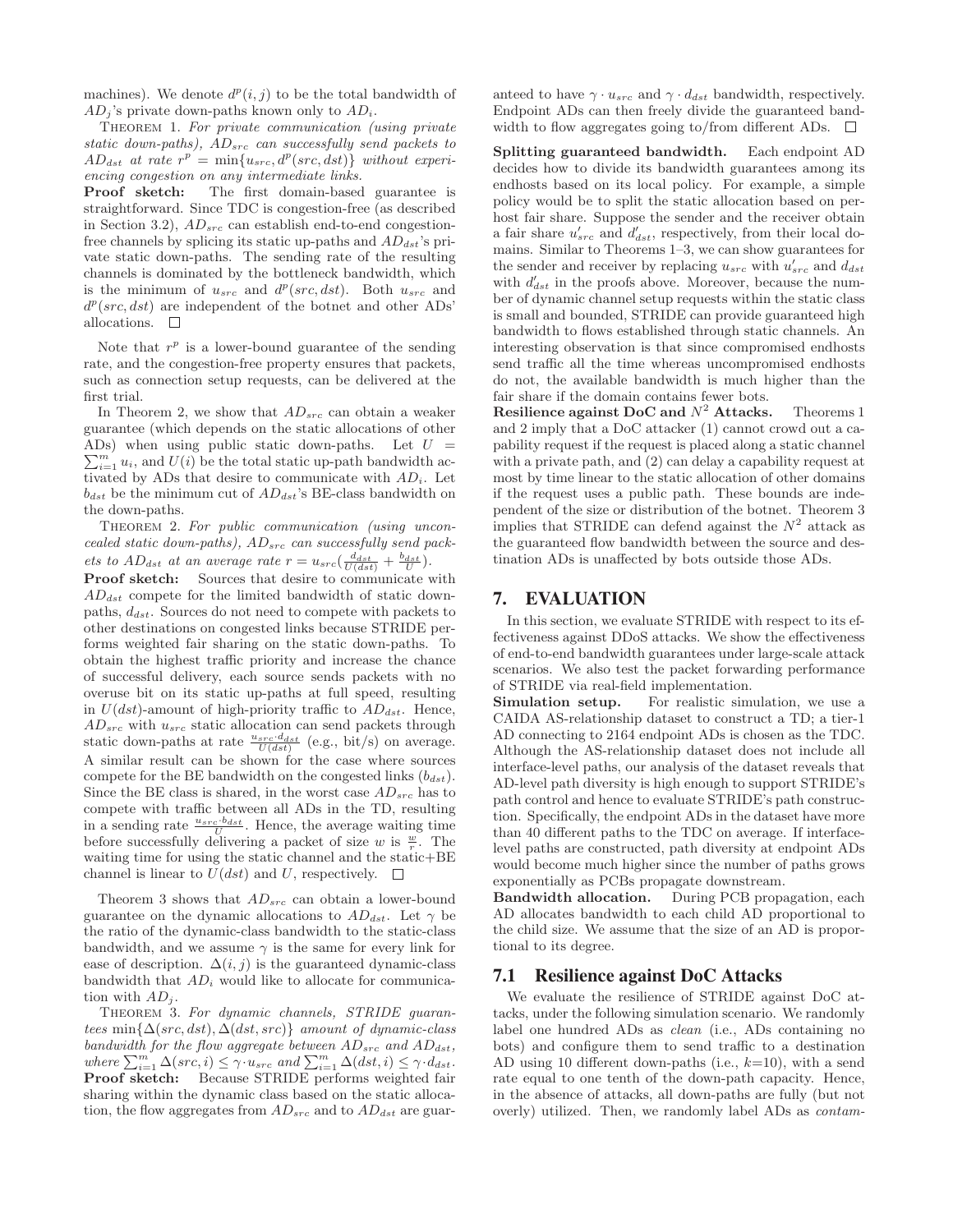machines). We denote $d^p(i,j)$ to be the total bandwidth of $AD_j$'s private down-paths known only to $AD_i$.

Theorem 1. *For private communication (using private static down-paths), $AD_{src}$ can successfully send packets to $AD_{dst}$ at rate $r^p = \min\{u_{src}, d^p(src, dst)\}$ without experiencing congestion on any intermediate links.*

**Proof sketch:** The first domain-based guarantee is straightforward. Since TDC is congestion-free (as described in Section 3.2), $AD_{src}$ can establish end-to-end congestion-free channels by splicing its static up-paths and $AD_{dst}$'s private static down-paths. The sending rate of the resulting channels is dominated by the bottleneck bandwidth, which is the minimum of $u_{src}$ and $d^p(src, dst)$. Both $u_{src}$ and $d^p(src, dst)$ are independent of the botnet and other ADs' allocations. □

Note that $r^p$ is a lower-bound guarantee of the sending rate, and the congestion-free property ensures that packets, such as connection setup requests, can be delivered at the first trial.

In Theorem 2, we show that $AD_{src}$ can obtain a weaker guarantee (which depends on the static allocations of other ADs) when using public static down-paths. Let $U = \sum_{i=1}^{m} u_i$, and $U(i)$ be the total static up-path bandwidth activated by ADs that desire to communicate with $AD_i$. Let $b_{dst}$ be the minimum cut of $AD_{dst}$'s BE-class bandwidth on the down-paths.

Theorem 2. *For public communication (using unconcealed static down-paths), $AD_{src}$ can successfully send packets to $AD_{dst}$ at an average rate $r = u_{src}(\frac{d_{dst}}{U(dst)} + \frac{b_{dst}}{U})$.*

**Proof sketch:** Sources that desire to communicate with $AD_{dst}$ compete for the limited bandwidth of static down-paths, $d_{dst}$. Sources do not need to compete with packets to other destinations on congested links because STRIDE performs weighted fair sharing on the static down-paths. To obtain the highest traffic priority and increase the chance of successful delivery, each source sends packets with no overuse bit on its static up-paths at full speed, resulting in $U(dst)$-amount of high-priority traffic to $AD_{dst}$. Hence, $AD_{src}$ with $u_{src}$ static allocation can send packets through static down-paths at rate $\frac{u_{src} \cdot d_{dst}}{U(dst)}$ (e.g., bit/s) on average. A similar result can be shown for the case where sources compete for the BE bandwidth on the congested links ($b_{dst}$). Since the BE class is shared, in the worst case $AD_{src}$ has to compete with traffic between all ADs in the TD, resulting in a sending rate $\frac{u_{src} \cdot b_{dst}}{U}$. Hence, the average waiting time before successfully delivering a packet of size $w$ is $\frac{w}{r}$. The waiting time for using the static channel and the static+BE channel is linear to $U(dst)$ and $U$, respectively. □

Theorem 3 shows that $AD_{src}$ can obtain a lower-bound guarantee on the dynamic allocations to $AD_{dst}$. Let $\gamma$ be the ratio of the dynamic-class bandwidth to the static-class bandwidth, and we assume $\gamma$ is the same for every link for ease of description. $\Delta(i,j)$ is the guaranteed dynamic-class bandwidth that $AD_i$ would like to allocate for communication with $AD_j$.

Theorem 3. *For dynamic channels, STRIDE guarantees $\min\{\Delta(src, dst), \Delta(dst, src)\}$ amount of dynamic-class bandwidth for the flow aggregate between $AD_{src}$ and $AD_{dst}$, where $\sum_{i=1}^{m} \Delta(src, i) \leq \gamma \cdot u_{src}$ and $\sum_{i=1}^{m} \Delta(dst, i) \leq \gamma \cdot d_{dst}$.*

**Proof sketch:** Because STRIDE performs weighted fair sharing within the dynamic class based on the static allocation, the flow aggregates from $AD_{src}$ and to $AD_{dst}$ are guaranteed to have $\gamma \cdot u_{src}$ and $\gamma \cdot d_{dst}$ bandwidth, respectively. Endpoint ADs can then freely divide the guaranteed bandwidth to flow aggregates going to/from different ADs. □

**Splitting guaranteed bandwidth.** Each endpoint AD decides how to divide its bandwidth guarantees among its endhosts based on its local policy. For example, a simple policy would be to split the static allocation based on per-host fair share. Suppose the sender and the receiver obtain a fair share $u'_{src}$ and $d'_{dst}$, respectively, from their local domains. Similar to Theorems 1–3, we can show guarantees for the sender and receiver by replacing $u_{src}$ with $u'_{src}$ and $d_{dst}$ with $d'_{dst}$ in the proofs above. Moreover, because the number of dynamic channel setup requests within the static class is small and bounded, STRIDE can provide guaranteed high bandwidth to flows established through static channels. An interesting observation is that since compromised endhosts send traffic all the time whereas uncompromised endhosts do not, the available bandwidth is much higher than the fair share if the domain contains fewer bots.

**Resilience against DoC and $N^2$ Attacks.** Theorems 1 and 2 imply that a DoC attacker (1) cannot crowd out a capability request if the request is placed along a static channel with a private path, and (2) can delay a capability request at most by time linear to the static allocation of other domains if the request uses a public path. These bounds are independent of the size or distribution of the botnet. Theorem 3 implies that STRIDE can defend against the $N^2$ attack as the guaranteed flow bandwidth between the source and destination ADs is unaffected by bots outside those ADs.

# 7. EVALUATION

In this section, we evaluate STRIDE with respect to its effectiveness against DDoS attacks. We show the effectiveness of end-to-end bandwidth guarantees under large-scale attack scenarios. We also test the packet forwarding performance of STRIDE via real-field implementation.

**Simulation setup.** For realistic simulation, we use a CAIDA AS-relationship dataset to construct a TD; a tier-1 AD connecting to 2164 endpoint ADs is chosen as the TDC. Although the AS-relationship dataset does not include all interface-level paths, our analysis of the dataset reveals that AD-level path diversity is high enough to support STRIDE's path control and hence to evaluate STRIDE's path construction. Specifically, the endpoint ADs in the dataset have more than 40 different paths to the TDC on average. If interface-level paths are constructed, path diversity at endpoint ADs would become much higher since the number of paths grows exponentially as PCBs propagate downstream.

**Bandwidth allocation.** During PCB propagation, each AD allocates bandwidth to each child AD proportional to the child size. We assume that the size of an AD is proportional to its degree.

## 7.1 Resilience against DoC Attacks

We evaluate the resilience of STRIDE against DoC attacks, under the following simulation scenario. We randomly label one hundred ADs as *clean* (i.e., ADs containing no bots) and configure them to send traffic to a destination AD using 10 different down-paths (i.e., $k$=10), with a send rate equal to one tenth of the down-path capacity. Hence, in the absence of attacks, all down-paths are fully (but not overly) utilized. Then, we randomly label ADs as *contam-*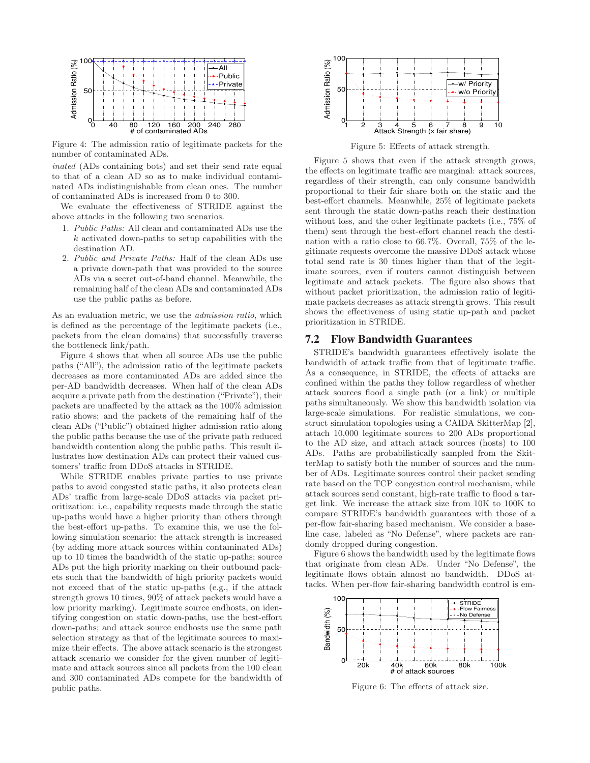Figure 4: The admission ratio of legitimate packets for the number of contaminated ADs.

*inated* (ADs containing bots) and set their send rate equal to that of a clean AD so as to make individual contaminated ADs indistinguishable from clean ones. The number of contaminated ADs is increased from 0 to 300.

We evaluate the effectiveness of STRIDE against the above attacks in the following two scenarios.

1. *Public Paths:* All clean and contaminated ADs use the $k$ activated down-paths to setup capabilities with the destination AD.
2. *Public and Private Paths:* Half of the clean ADs use a private down-path that was provided to the source ADs via a secret out-of-band channel. Meanwhile, the remaining half of the clean ADs and contaminated ADs use the public paths as before.

As an evaluation metric, we use the *admission ratio*, which is defined as the percentage of the legitimate packets (i.e., packets from the clean domains) that successfully traverse the bottleneck link/path.

Figure 4 shows that when all source ADs use the public paths ("All"), the admission ratio of the legitimate packets decreases as more contaminated ADs are added since the per-AD bandwidth decreases. When half of the clean ADs acquire a private path from the destination ("Private"), their packets are unaffected by the attack as the 100% admission ratio shows; and the packets of the remaining half of the clean ADs ("Public") obtained higher admission ratio along the public paths because the use of the private path reduced bandwidth contention along the public paths. This result illustrates how destination ADs can protect their valued customers' traffic from DDoS attacks in STRIDE.

While STRIDE enables private parties to use private paths to avoid congested static paths, it also protects clean ADs' traffic from large-scale DDoS attacks via packet prioritization: i.e., capability requests made through the static up-paths would have a higher priority than others through the best-effort up-paths. To examine this, we use the following simulation scenario: the attack strength is increased (by adding more attack sources within contaminated ADs) up to 10 times the bandwidth of the static up-paths; source ADs put the high priority marking on their outbound packets such that the bandwidth of high priority packets would not exceed that of the static up-paths (e.g., if the attack strength grows 10 times, 90% of attack packets would have a low priority marking). Legitimate source endhosts, on identifying congestion on static down-paths, use the best-effort down-paths; and attack source endhosts use the same path selection strategy as that of the legitimate sources to maximize their effects. The above attack scenario is the strongest attack scenario we consider for the given number of legitimate and attack sources since all packets from the 100 clean and 300 contaminated ADs compete for the bandwidth of public paths.

Figure 5: Effects of attack strength.

Figure 5 shows that even if the attack strength grows, the effects on legitimate traffic are marginal: attack sources, regardless of their strength, can only consume bandwidth proportional to their fair share both on the static and the best-effort channels. Meanwhile, 25% of legitimate packets sent through the static down-paths reach their destination without loss, and the other legitimate packets (i.e., 75% of them) sent through the best-effort channel reach the destination with a ratio close to 66.7%. Overall, 75% of the legitimate requests overcome the massive DDoS attack whose total send rate is 30 times higher than that of the legitimate sources, even if routers cannot distinguish between legitimate and attack packets. The figure also shows that without packet prioritization, the admission ratio of legitimate packets decreases as attack strength grows. This result shows the effectiveness of using static up-path and packet prioritization in STRIDE.

## 7.2 Flow Bandwidth Guarantees

STRIDE's bandwidth guarantees effectively isolate the bandwidth of attack traffic from that of legitimate traffic. As a consequence, in STRIDE, the effects of attacks are confined within the paths they follow regardless of whether attack sources flood a single path (or a link) or multiple paths simultaneously. We show this bandwidth isolation via large-scale simulations. For realistic simulations, we construct simulation topologies using a CAIDA SkitterMap [2], attach 10,000 legitimate sources to 200 ADs proportional to the AD size, and attach attack sources (hosts) to 100 ADs. Paths are probabilistically sampled from the SkitterMap to satisfy both the number of sources and the number of ADs. Legitimate sources control their packet sending rate based on the TCP congestion control mechanism, while attack sources send constant, high-rate traffic to flood a target link. We increase the attack size from 10K to 100K to compare STRIDE's bandwidth guarantees with those of a per-flow fair-sharing based mechanism. We consider a baseline case, labeled as "No Defense", where packets are randomly dropped during congestion.

Figure 6 shows the bandwidth used by the legitimate flows that originate from clean ADs. Under "No Defense", the legitimate flows obtain almost no bandwidth. DDoS attacks. When per-flow fair-sharing bandwidth control is em-

Figure 6: The effects of attack size.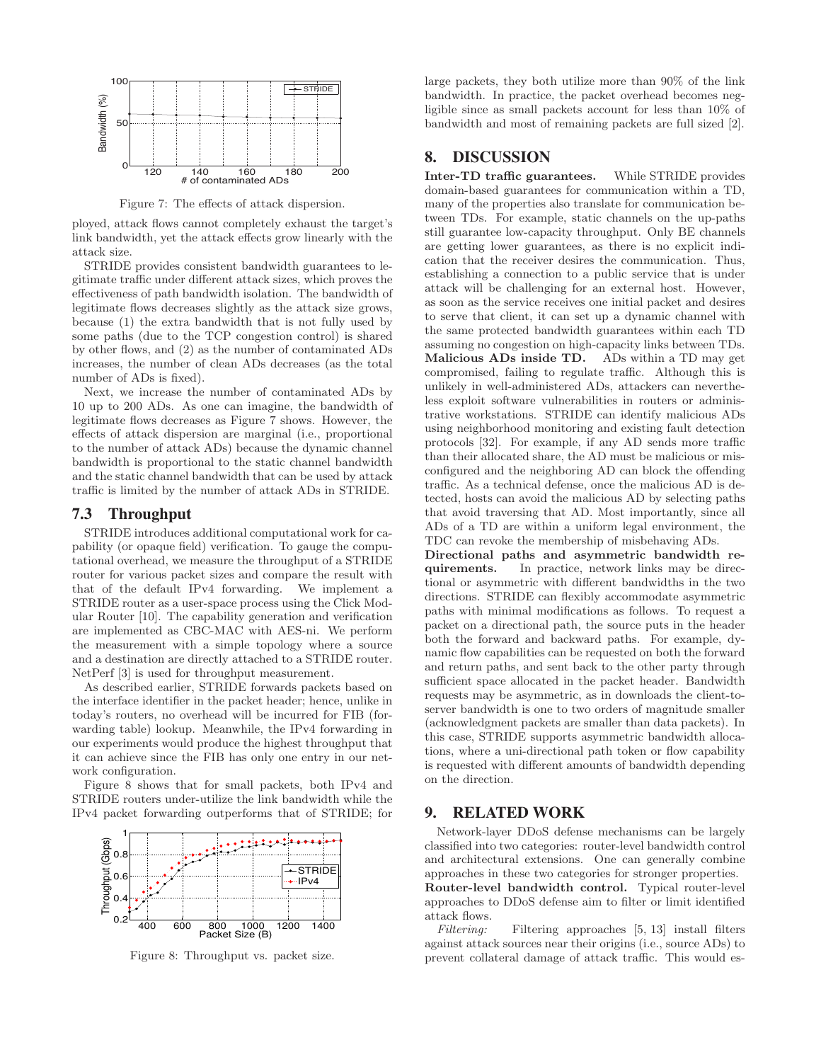Figure 7: The effects of attack dispersion.

ployed, attack flows cannot completely exhaust the target's link bandwidth, yet the attack effects grow linearly with the attack size.

STRIDE provides consistent bandwidth guarantees to legitimate traffic under different attack sizes, which proves the effectiveness of path bandwidth isolation. The bandwidth of legitimate flows decreases slightly as the attack size grows, because (1) the extra bandwidth that is not fully used by some paths (due to the TCP congestion control) is shared by other flows, and (2) as the number of contaminated ADs increases, the number of clean ADs decreases (as the total number of ADs is fixed).

Next, we increase the number of contaminated ADs by 10 up to 200 ADs. As one can imagine, the bandwidth of legitimate flows decreases as Figure 7 shows. However, the effects of attack dispersion are marginal (i.e., proportional to the number of attack ADs) because the dynamic channel bandwidth is proportional to the static channel bandwidth and the static channel bandwidth that can be used by attack traffic is limited by the number of attack ADs in STRIDE.

### 7.3 Throughput

STRIDE introduces additional computational work for capability (or opaque field) verification. To gauge the computational overhead, we measure the throughput of a STRIDE router for various packet sizes and compare the result with that of the default IPv4 forwarding. We implement a STRIDE router as a user-space process using the Click Modular Router [10]. The capability generation and verification are implemented as CBC-MAC with AES-ni. We perform the measurement with a simple topology where a source and a destination are directly attached to a STRIDE router. NetPerf [3] is used for throughput measurement.

As described earlier, STRIDE forwards packets based on the interface identifier in the packet header; hence, unlike in today's routers, no overhead will be incurred for FIB (forwarding table) lookup. Meanwhile, the IPv4 forwarding in our experiments would produce the highest throughput that it can achieve since the FIB has only one entry in our network configuration.

Figure 8 shows that for small packets, both IPv4 and STRIDE routers under-utilize the link bandwidth while the IPv4 packet forwarding outperforms that of STRIDE; for large packets, they both utilize more than 90% of the link bandwidth. In practice, the packet overhead becomes negligible since as small packets account for less than 10% of bandwidth and most of remaining packets are full sized [2].

Figure 8: Throughput vs. packet size.

## 8. DISCUSSION

**Inter-TD traffic guarantees.** While STRIDE provides domain-based guarantees for communication within a TD, many of the properties also translate for communication between TDs. For example, static channels on the up-paths still guarantee low-capacity throughput. Only BE channels are getting lower guarantees, as there is no explicit indication that the receiver desires the communication. Thus, establishing a connection to a public service that is under attack will be challenging for an external host. However, as soon as the service receives one initial packet and desires to serve that client, it can set up a dynamic channel with the same protected bandwidth guarantees within each TD assuming no congestion on high-capacity links between TDs.

**Malicious ADs inside TD.** ADs within a TD may get compromised, failing to regulate traffic. Although this is unlikely in well-administered ADs, attackers can nevertheless exploit software vulnerabilities in routers or administrative workstations. STRIDE can identify malicious ADs using neighborhood monitoring and existing fault detection protocols [32]. For example, if any AD sends more traffic than their allocated share, the AD must be malicious or misconfigured and the neighboring AD can block the offending traffic. As a technical defense, once the malicious AD is detected, hosts can avoid the malicious AD by selecting paths that avoid traversing that AD. Most importantly, since all ADs of a TD are within a uniform legal environment, the TDC can revoke the membership of misbehaving ADs.

**Directional paths and asymmetric bandwidth requirements.** In practice, network links may be directional or asymmetric with different bandwidths in the two directions. STRIDE can flexibly accommodate asymmetric paths with minimal modifications as follows. To request a packet on a directional path, the source puts in the header both the forward and backward paths. For example, dynamic flow capabilities can be requested on both the forward and return paths, and sent back to the other party through sufficient space allocated in the packet header. Bandwidth requests may be asymmetric, as in downloads the client-to-server bandwidth is one to two orders of magnitude smaller (acknowledgment packets are smaller than data packets). In this case, STRIDE supports asymmetric bandwidth allocations, where a uni-directional path token or flow capability is requested with different amounts of bandwidth depending on the direction.

## 9. RELATED WORK

Network-layer DDoS defense mechanisms can be largely classified into two categories: router-level bandwidth control and architectural extensions. One can generally combine approaches in these two categories for stronger properties.

**Router-level bandwidth control.** Typical router-level approaches to DDoS defense aim to filter or limit identified attack flows.

*Filtering:* Filtering approaches [5, 13] install filters against attack sources near their origins (i.e., source ADs) to prevent collateral damage of attack traffic. This would es-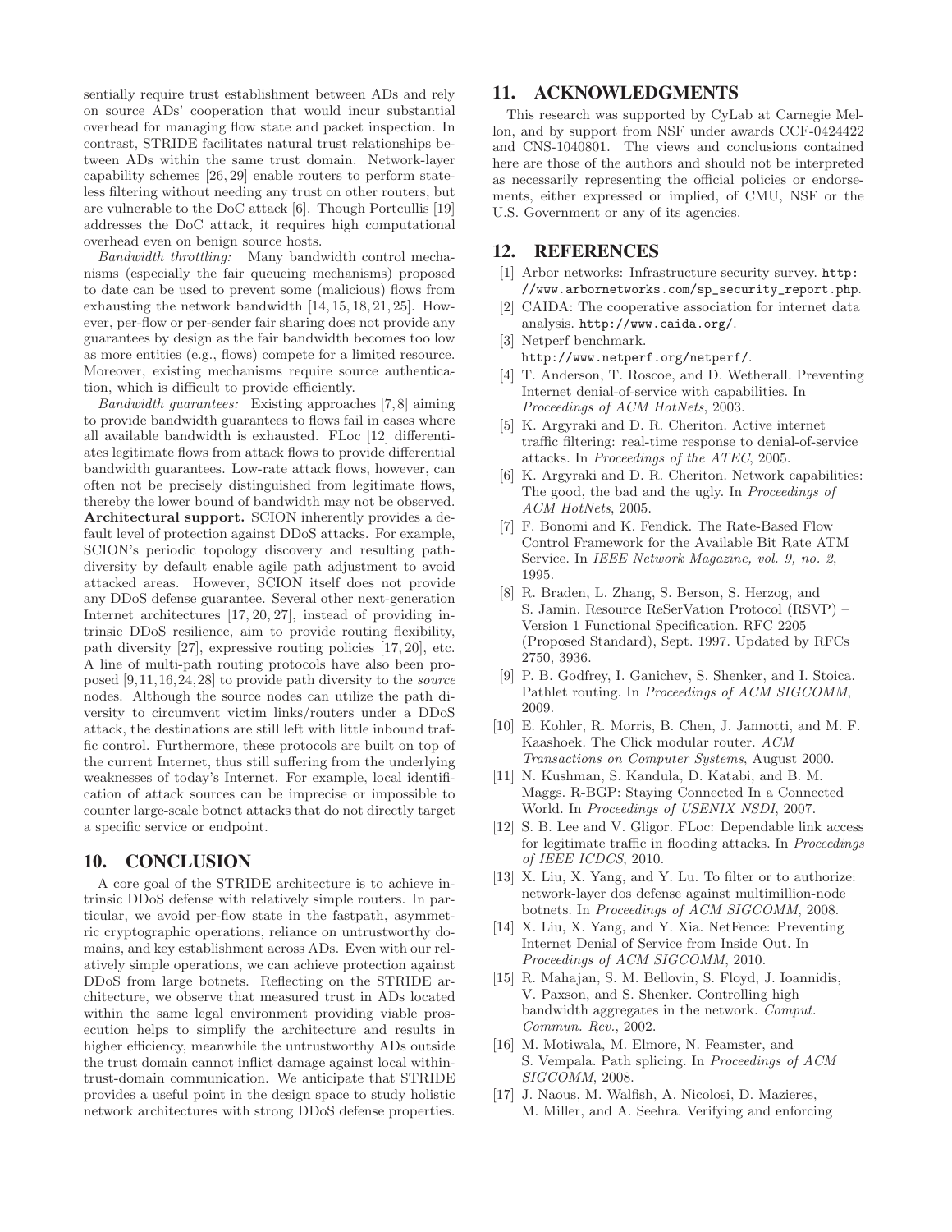sentially require trust establishment between ADs and rely on source ADs' cooperation that would incur substantial overhead for managing flow state and packet inspection. In contrast, STRIDE facilitates natural trust relationships between ADs within the same trust domain. Network-layer capability schemes [26, 29] enable routers to perform stateless filtering without needing any trust on other routers, but are vulnerable to the DoC attack [6]. Though Portcullis [19] addresses the DoC attack, it requires high computational overhead even on benign source hosts.

*Bandwidth throttling:* Many bandwidth control mechanisms (especially the fair queueing mechanisms) proposed to date can be used to prevent some (malicious) flows from exhausting the network bandwidth [14, 15, 18, 21, 25]. However, per-flow or per-sender fair sharing does not provide any guarantees by design as the fair bandwidth becomes too low as more entities (e.g., flows) compete for a limited resource. Moreover, existing mechanisms require source authentication, which is difficult to provide efficiently.

*Bandwidth guarantees:* Existing approaches [7, 8] aiming to provide bandwidth guarantees to flows fail in cases where all available bandwidth is exhausted. FLoc [12] differentiates legitimate flows from attack flows to provide differential bandwidth guarantees. Low-rate attack flows, however, can often not be precisely distinguished from legitimate flows, thereby the lower bound of bandwidth may not be observed.

**Architectural support.** SCION inherently provides a default level of protection against DDoS attacks. For example, SCION's periodic topology discovery and resulting path-diversity by default enable agile path adjustment to avoid attacked areas. However, SCION itself does not provide any DDoS defense guarantee. Several other next-generation Internet architectures [17, 20, 27], instead of providing intrinsic DDoS resilience, aim to provide routing flexibility, path diversity [27], expressive routing policies [17, 20], etc. A line of multi-path routing protocols have also been proposed [9, 11, 16, 24, 28] to provide path diversity to the *source* nodes. Although the source nodes can utilize the path diversity to circumvent victim links/routers under a DDoS attack, the destinations are still left with little inbound traffic control. Furthermore, these protocols are built on top of the current Internet, thus still suffering from the underlying weaknesses of today's Internet. For example, local identification of attack sources can be imprecise or impossible to counter large-scale botnet attacks that do not directly target a specific service or endpoint.

## 10. CONCLUSION

A core goal of the STRIDE architecture is to achieve intrinsic DDoS defense with relatively simple routers. In particular, we avoid per-flow state in the fastpath, asymmetric cryptographic operations, reliance on untrustworthy domains, and key establishment across ADs. Even with our relatively simple operations, we can achieve protection against DDoS from large botnets. Reflecting on the STRIDE architecture, we observe that measured trust in ADs located within the same legal environment providing viable prosecution helps to simplify the architecture and results in higher efficiency, meanwhile the untrustworthy ADs outside the trust domain cannot inflict damage against local within-trust-domain communication. We anticipate that STRIDE provides a useful point in the design space to study holistic network architectures with strong DDoS defense properties.

## 11. ACKNOWLEDGMENTS

This research was supported by CyLab at Carnegie Mellon, and by support from NSF under awards CCF-0424422 and CNS-1040801. The views and conclusions contained here are those of the authors and should not be interpreted as necessarily representing the official policies or endorsements, either expressed or implied, of CMU, NSF or the U.S. Government or any of its agencies.

## 12. REFERENCES

[1] Arbor networks: Infrastructure security survey. http://www.arbornetworks.com/sp_security_report.php.

[2] CAIDA: The cooperative association for internet data analysis. http://www.caida.org/.

[3] Netperf benchmark. http://www.netperf.org/netperf/.

[4] T. Anderson, T. Roscoe, and D. Wetherall. Preventing Internet denial-of-service with capabilities. In *Proceedings of ACM HotNets*, 2003.

[5] K. Argyraki and D. R. Cheriton. Active internet traffic filtering: real-time response to denial-of-service attacks. In *Proceedings of the ATEC*, 2005.

[6] K. Argyraki and D. R. Cheriton. Network capabilities: The good, the bad and the ugly. In *Proceedings of ACM HotNets*, 2005.

[7] F. Bonomi and K. Fendick. The Rate-Based Flow Control Framework for the Available Bit Rate ATM Service. In *IEEE Network Magazine, vol. 9, no. 2*, 1995.

[8] R. Braden, L. Zhang, S. Berson, S. Herzog, and S. Jamin. Resource ReSerVation Protocol (RSVP) – Version 1 Functional Specification. RFC 2205 (Proposed Standard), Sept. 1997. Updated by RFCs 2750, 3936.

[9] P. B. Godfrey, I. Ganichev, S. Shenker, and I. Stoica. Pathlet routing. In *Proceedings of ACM SIGCOMM*, 2009.

[10] E. Kohler, R. Morris, B. Chen, J. Jannotti, and M. F. Kaashoek. The Click modular router. *ACM Transactions on Computer Systems*, August 2000.

[11] N. Kushman, S. Kandula, D. Katabi, and B. M. Maggs. R-BGP: Staying Connected In a Connected World. In *Proceedings of USENIX NSDI*, 2007.

[12] S. B. Lee and V. Gligor. FLoc: Dependable link access for legitimate traffic in flooding attacks. In *Proceedings of IEEE ICDCS*, 2010.

[13] X. Liu, X. Yang, and Y. Lu. To filter or to authorize: network-layer dos defense against multimillion-node botnets. In *Proceedings of ACM SIGCOMM*, 2008.

[14] X. Liu, X. Yang, and Y. Xia. NetFence: Preventing Internet Denial of Service from Inside Out. In *Proceedings of ACM SIGCOMM*, 2010.

[15] R. Mahajan, S. M. Bellovin, S. Floyd, J. Ioannidis, V. Paxson, and S. Shenker. Controlling high bandwidth aggregates in the network. *Comput. Commun. Rev.*, 2002.

[16] M. Motiwala, M. Elmore, N. Feamster, and S. Vempala. Path splicing. In *Proceedings of ACM SIGCOMM*, 2008.

[17] J. Naous, M. Walfish, A. Nicolosi, D. Mazieres, M. Miller, and A. Seehra. Verifying and enforcing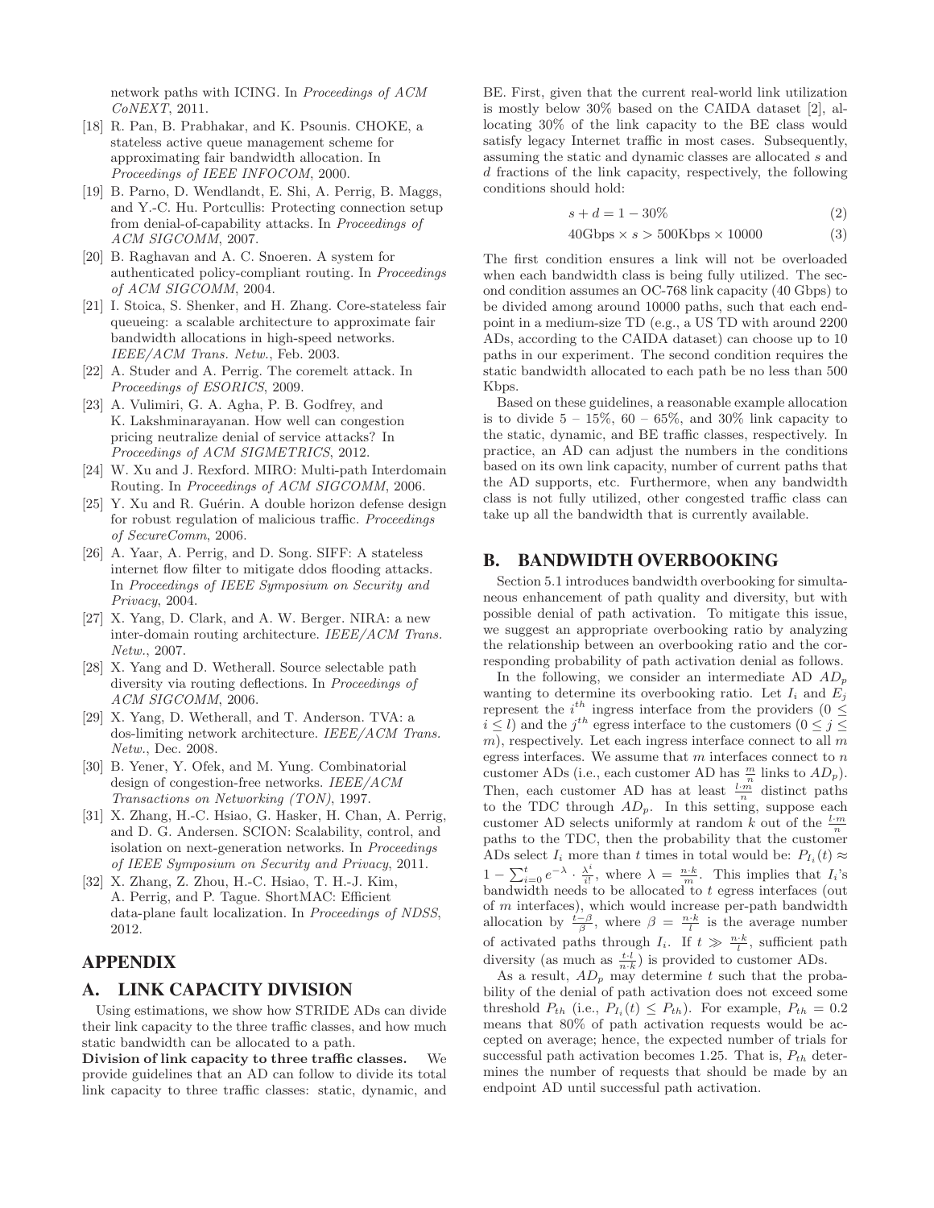network paths with ICING. In *Proceedings of ACM CoNEXT*, 2011.

[18] R. Pan, B. Prabhakar, and K. Psounis. CHOKE, a stateless active queue management scheme for approximating fair bandwidth allocation. In *Proceedings of IEEE INFOCOM*, 2000.

[19] B. Parno, D. Wendlandt, E. Shi, A. Perrig, B. Maggs, and Y.-C. Hu. Portcullis: Protecting connection setup from denial-of-capability attacks. In *Proceedings of ACM SIGCOMM*, 2007.

[20] B. Raghavan and A. C. Snoeren. A system for authenticated policy-compliant routing. In *Proceedings of ACM SIGCOMM*, 2004.

[21] I. Stoica, S. Shenker, and H. Zhang. Core-stateless fair queueing: a scalable architecture to approximate fair bandwidth allocations in high-speed networks. *IEEE/ACM Trans. Netw.*, Feb. 2003.

[22] A. Studer and A. Perrig. The coremelt attack. In *Proceedings of ESORICS*, 2009.

[23] A. Vulimiri, G. A. Agha, P. B. Godfrey, and K. Lakshminarayanan. How well can congestion pricing neutralize denial of service attacks? In *Proceedings of ACM SIGMETRICS*, 2012.

[24] W. Xu and J. Rexford. MIRO: Multi-path Interdomain Routing. In *Proceedings of ACM SIGCOMM*, 2006.

[25] Y. Xu and R. Guérin. A double horizon defense design for robust regulation of malicious traffic. *Proceedings of SecureComm*, 2006.

[26] A. Yaar, A. Perrig, and D. Song. SIFF: A stateless internet flow filter to mitigate ddos flooding attacks. In *Proceedings of IEEE Symposium on Security and Privacy*, 2004.

[27] X. Yang, D. Clark, and A. W. Berger. NIRA: a new inter-domain routing architecture. *IEEE/ACM Trans. Netw.*, 2007.

[28] X. Yang and D. Wetherall. Source selectable path diversity via routing deflections. In *Proceedings of ACM SIGCOMM*, 2006.

[29] X. Yang, D. Wetherall, and T. Anderson. TVA: a dos-limiting network architecture. *IEEE/ACM Trans. Netw.*, Dec. 2008.

[30] B. Yener, Y. Ofek, and M. Yung. Combinatorial design of congestion-free networks. *IEEE/ACM Transactions on Networking (TON)*, 1997.

[31] X. Zhang, H.-C. Hsiao, G. Hasker, H. Chan, A. Perrig, and D. G. Andersen. SCION: Scalability, control, and isolation on next-generation networks. In *Proceedings of IEEE Symposium on Security and Privacy*, 2011.

[32] X. Zhang, Z. Zhou, H.-C. Hsiao, T. H.-J. Kim, A. Perrig, and P. Tague. ShortMAC: Efficient data-plane fault localization. In *Proceedings of NDSS*, 2012.

# APPENDIX

## A. LINK CAPACITY DIVISION

Using estimations, we show how STRIDE ADs can divide their link capacity to the three traffic classes, and how much static bandwidth can be allocated to a path.

**Division of link capacity to three traffic classes.** We provide guidelines that an AD can follow to divide its total link capacity to three traffic classes: static, dynamic, and BE. First, given that the current real-world link utilization is mostly below 30% based on the CAIDA dataset [2], allocating 30% of the link capacity to the BE class would satisfy legacy Internet traffic in most cases. Subsequently, assuming the static and dynamic classes are allocated $s$ and $d$ fractions of the link capacity, respectively, the following conditions should hold:

$$s + d = 1 - 30\% \tag{2}$$

$$40\text{Gbps} \times s > 500\text{Kbps} \times 10000 \tag{3}$$

The first condition ensures a link will not be overloaded when each bandwidth class is being fully utilized. The second condition assumes an OC-768 link capacity (40 Gbps) to be divided among around 10000 paths, such that each endpoint in a medium-size TD (e.g., a US TD with around 2200 ADs, according to the CAIDA dataset) can choose up to 10 paths in our experiment. The second condition requires the static bandwidth allocated to each path be no less than 500 Kbps.

Based on these guidelines, a reasonable example allocation is to divide 5 – 15%, 60 – 65%, and 30% link capacity to the static, dynamic, and BE traffic classes, respectively. In practice, an AD can adjust the numbers in the conditions based on its own link capacity, number of current paths that the AD supports, etc. Furthermore, when any bandwidth class is not fully utilized, other congested traffic class can take up all the bandwidth that is currently available.

## B. BANDWIDTH OVERBOOKING

Section 5.1 introduces bandwidth overbooking for simultaneous enhancement of path quality and diversity, but with possible denial of path activation. To mitigate this issue, we suggest an appropriate overbooking ratio by analyzing the relationship between an overbooking ratio and the corresponding probability of path activation denial as follows.

In the following, we consider an intermediate AD $AD_p$ wanting to determine its overbooking ratio. Let $I_i$ and $E_j$ represent the $i^{th}$ ingress interface from the providers ($0 \leq i \leq l$) and the $j^{th}$ egress interface to the customers ($0 \leq j \leq m$), respectively. Let each ingress interface connect to all $m$ egress interfaces. We assume that $m$ interfaces connect to $n$ customer ADs (i.e., each customer AD has $\frac{m}{n}$ links to $AD_p$). Then, each customer AD has at least $\frac{l \cdot m}{n}$ distinct paths to the TDC through $AD_p$. In this setting, suppose each customer AD selects uniformly at random $k$ out of the $\frac{l \cdot m}{n}$ paths to the TDC, then the probability that the customer ADs select $I_i$ more than $t$ times in total would be: $P_{I_i}(t) \approx 1 - \sum_{i=0}^{t} e^{-\lambda} \cdot \frac{\lambda^i}{i!}$, where $\lambda = \frac{n \cdot k}{m}$. This implies that $I_i$'s bandwidth needs to be allocated to $t$ egress interfaces (out of $m$ interfaces), which would increase per-path bandwidth allocation by $\frac{t - \beta}{\beta}$, where $\beta = \frac{n \cdot k}{l}$ is the average number of activated paths through $I_i$. If $t \gg \frac{n \cdot k}{l}$, sufficient path diversity (as much as $\frac{t \cdot l}{n \cdot k}$) is provided to customer ADs.

As a result, $AD_p$ may determine $t$ such that the probability of the denial of path activation does not exceed some threshold $P_{th}$ (i.e., $P_{I_i}(t) \leq P_{th}$). For example, $P_{th} = 0.2$ means that 80% of path activation requests would be accepted on average; hence, the expected number of trials for successful path activation becomes 1.25. That is, $P_{th}$ determines the number of requests that should be made by an endpoint AD until successful path activation.